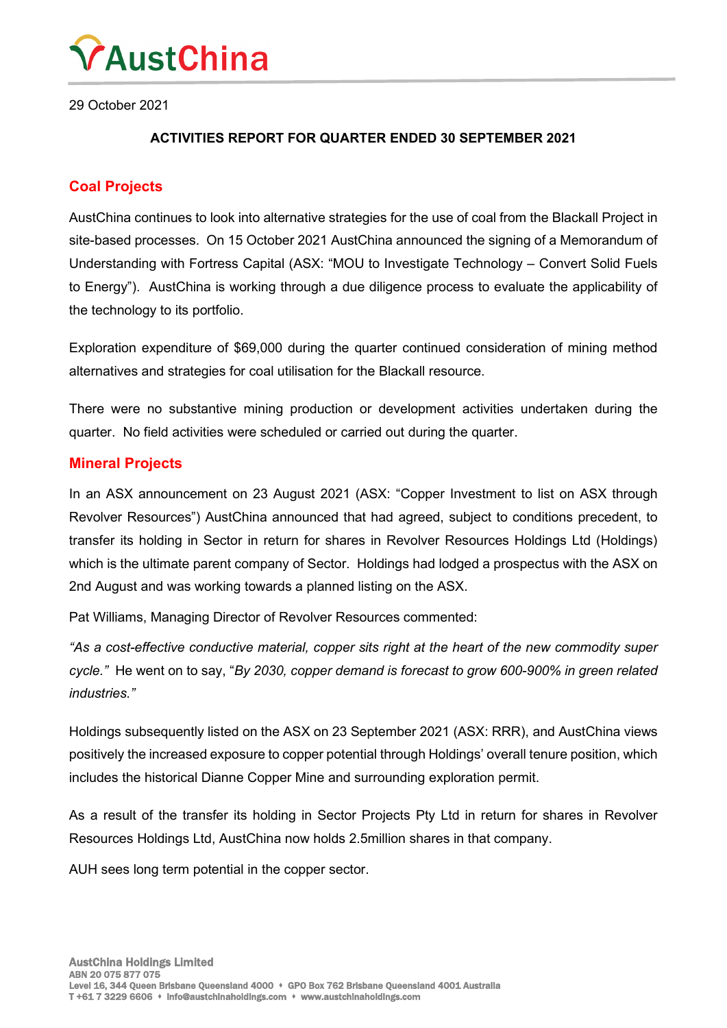# AustChina

29 October 2021

**ACTIVITIES REPORT FOR QUARTER ENDED 30 SEPTEMBER 2021**

## Coal Projects

AustChina continues to look into alternative strategies for the use of coal from the Blackall Project in site-based processes. On 15 October 2021 AustChina announced the signing of a Memorandum of Understanding with Fortress Capital (ASX: "MOU to Investigate Technology – Convert Solid Fuels to Energy"). AustChina is working through a due diligence process to evaluate the applicability of the technology to its portfolio.

Exploration expenditure of $69,000 during the quarter continued consideration of mining method alternatives and strategies for coal utilisation for the Blackall resource.

There were no substantive mining production or development activities undertaken during the quarter. No field activities were scheduled or carried out during the quarter.

## Mineral Projects

In an ASX announcement on 23 August 2021 (ASX: "Copper Investment to list on ASX through Revolver Resources") AustChina announced that had agreed, subject to conditions precedent, to transfer its holding in Sector in return for shares in Revolver Resources Holdings Ltd (Holdings) which is the ultimate parent company of Sector. Holdings had lodged a prospectus with the ASX on 2nd August and was working towards a planned listing on the ASX.

Pat Williams, Managing Director of Revolver Resources commented:

*"As a cost-effective conductive material, copper sits right at the heart of the new commodity super cycle."* He went on to say, "*By 2030, copper demand is forecast to grow 600-900% in green related industries."*

Holdings subsequently listed on the ASX on 23 September 2021 (ASX: RRR), and AustChina views positively the increased exposure to copper potential through Holdings' overall tenure position, which includes the historical Dianne Copper Mine and surrounding exploration permit.

As a result of the transfer its holding in Sector Projects Pty Ltd in return for shares in Revolver Resources Holdings Ltd, AustChina now holds 2.5million shares in that company.

AUH sees long term potential in the copper sector.

**AustChina Holdings Limited**
ABN 20 075 877 075
Level 16, 344 Queen Brisbane Queensland 4000 • GPO Box 762 Brisbane Queensland 4001 Australia
T +61 7 3229 6606 • info@austchinaholdings.com • www.austchinaholdings.com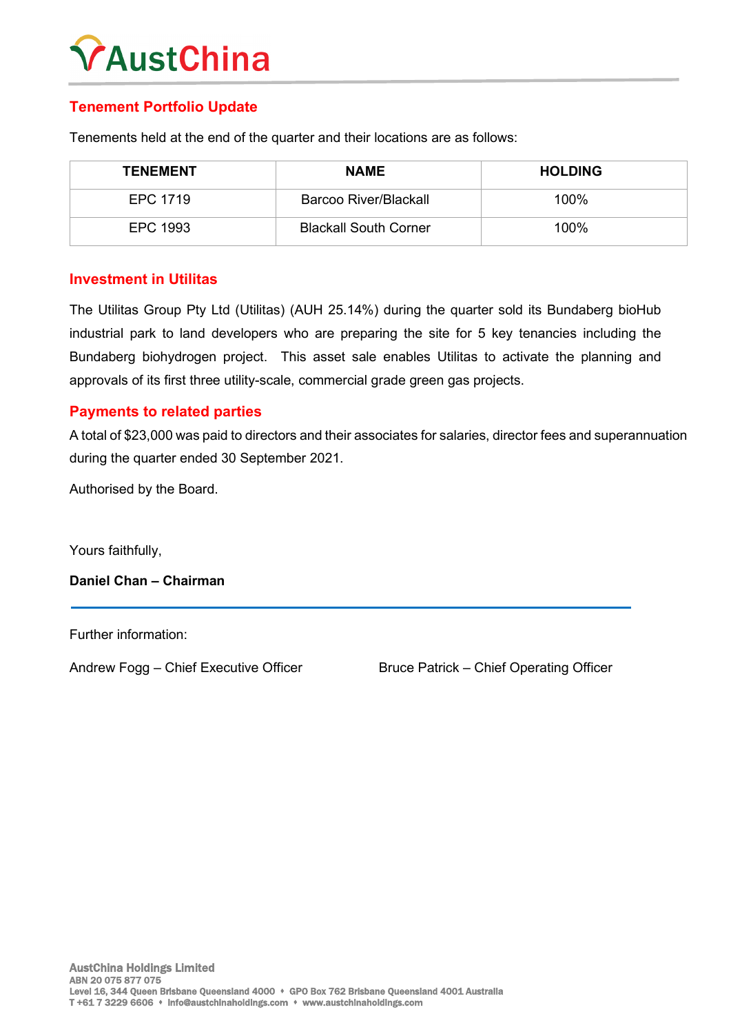## Tenement Portfolio Update

Tenements held at the end of the quarter and their locations are as follows:

| TENEMENT | NAME | HOLDING |
|---|---|---|
| EPC 1719 | Barcoo River/Blackall | 100% |
| EPC 1993 | Blackall South Corner | 100% |

## Investment in Utilitas

The Utilitas Group Pty Ltd (Utilitas) (AUH 25.14%) during the quarter sold its Bundaberg bioHub industrial park to land developers who are preparing the site for 5 key tenancies including the Bundaberg biohydrogen project. This asset sale enables Utilitas to activate the planning and approvals of its first three utility-scale, commercial grade green gas projects.

## Payments to related parties

A total of $23,000 was paid to directors and their associates for salaries, director fees and superannuation during the quarter ended 30 September 2021.

Authorised by the Board.

Yours faithfully,

**Daniel Chan – Chairman**

Further information:

Andrew Fogg – Chief Executive Officer

Bruce Patrick – Chief Operating Officer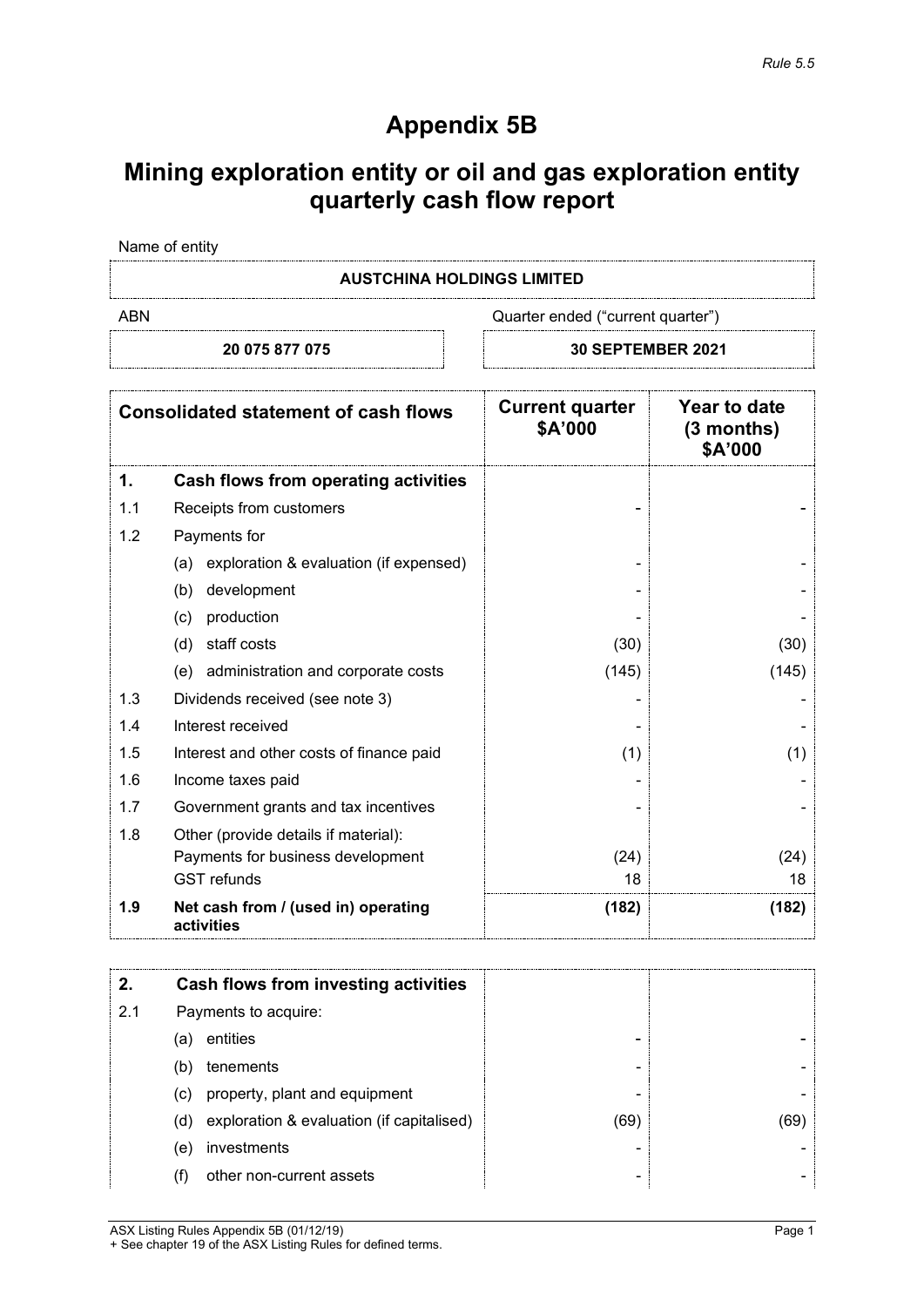*Rule 5.5*

# Appendix 5B

# Mining exploration entity or oil and gas exploration entity quarterly cash flow report

Name of entity

**AUSTCHINA HOLDINGS LIMITED**

| ABN | Quarter ended ("current quarter") |
|---|---|
| **20 075 877 075** | **30 SEPTEMBER 2021** |

| | Consolidated statement of cash flows | Current quarter \$A'000 | Year to date (3 months) \$A'000 |
|---|---|---|---|
| **1.** | **Cash flows from operating activities** | | |
| 1.1 | Receipts from customers | - | - |
| 1.2 | Payments for | | |
| | (a) exploration & evaluation (if expensed) | - | - |
| | (b) development | - | - |
| | (c) production | - | - |
| | (d) staff costs | (30) | (30) |
| | (e) administration and corporate costs | (145) | (145) |
| 1.3 | Dividends received (see note 3) | - | - |
| 1.4 | Interest received | - | - |
| 1.5 | Interest and other costs of finance paid | (1) | (1) |
| 1.6 | Income taxes paid | - | - |
| 1.7 | Government grants and tax incentives | - | - |
| 1.8 | Other (provide details if material): | | |
| | Payments for business development | (24) | (24) |
| | GST refunds | 18 | 18 |
| **1.9** | **Net cash from / (used in) operating activities** | **(182)** | **(182)** |

| | | | |
|---|---|---|---|
| **2.** | **Cash flows from investing activities** | | |
| 2.1 | Payments to acquire: | | |
| | (a) entities | - | - |
| | (b) tenements | - | - |
| | (c) property, plant and equipment | - | - |
| | (d) exploration & evaluation (if capitalised) | (69) | (69) |
| | (e) investments | - | - |
| | (f) other non-current assets | - | - |

ASX Listing Rules Appendix 5B (01/12/19)
+ See chapter 19 of the ASX Listing Rules for defined terms.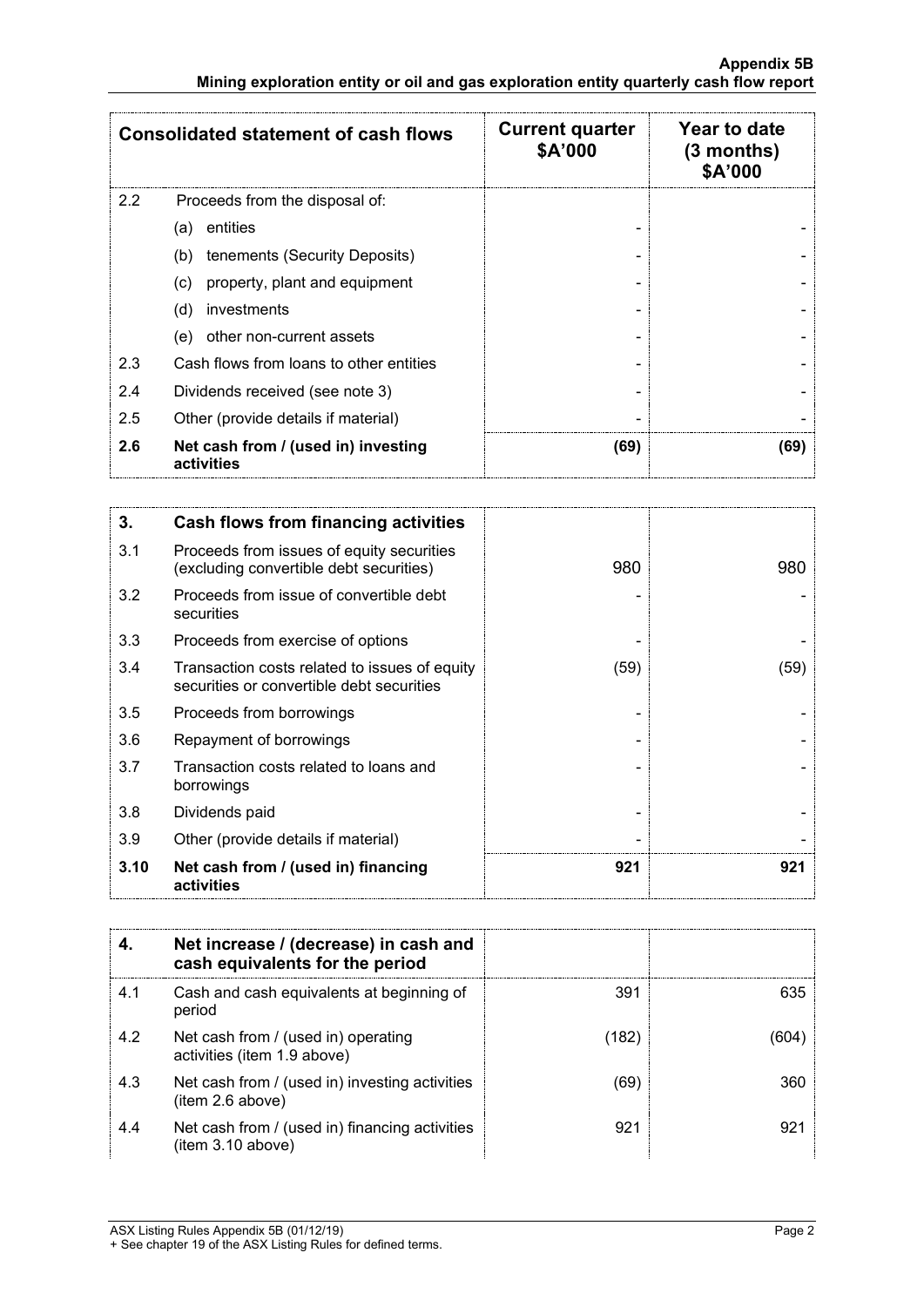| Consolidated statement of cash flows | | Current quarter $A'000 | Year to date (3 months) $A'000 |
|---|---|---|---|
| 2.2 | Proceeds from the disposal of: | | |
| | (a) entities | - | - |
| | (b) tenements (Security Deposits) | - | - |
| | (c) property, plant and equipment | - | - |
| | (d) investments | - | - |
| | (e) other non-current assets | - | - |
| 2.3 | Cash flows from loans to other entities | - | - |
| 2.4 | Dividends received (see note 3) | - | - |
| 2.5 | Other (provide details if material) | - | - |
| **2.6** | **Net cash from / (used in) investing activities** | **(69)** | **(69)** |

| **3.** | **Cash flows from financing activities** | | |
|---|---|---|---|
| 3.1 | Proceeds from issues of equity securities (excluding convertible debt securities) | 980 | 980 |
| 3.2 | Proceeds from issue of convertible debt securities | - | - |
| 3.3 | Proceeds from exercise of options | - | - |
| 3.4 | Transaction costs related to issues of equity securities or convertible debt securities | (59) | (59) |
| 3.5 | Proceeds from borrowings | - | - |
| 3.6 | Repayment of borrowings | - | - |
| 3.7 | Transaction costs related to loans and borrowings | - | - |
| 3.8 | Dividends paid | - | - |
| 3.9 | Other (provide details if material) | - | - |
| **3.10** | **Net cash from / (used in) financing activities** | **921** | **921** |

| **4.** | **Net increase / (decrease) in cash and cash equivalents for the period** | | |
|---|---|---|---|
| 4.1 | Cash and cash equivalents at beginning of period | 391 | 635 |
| 4.2 | Net cash from / (used in) operating activities (item 1.9 above) | (182) | (604) |
| 4.3 | Net cash from / (used in) investing activities (item 2.6 above) | (69) | 360 |
| 4.4 | Net cash from / (used in) financing activities (item 3.10 above) | 921 | 921 |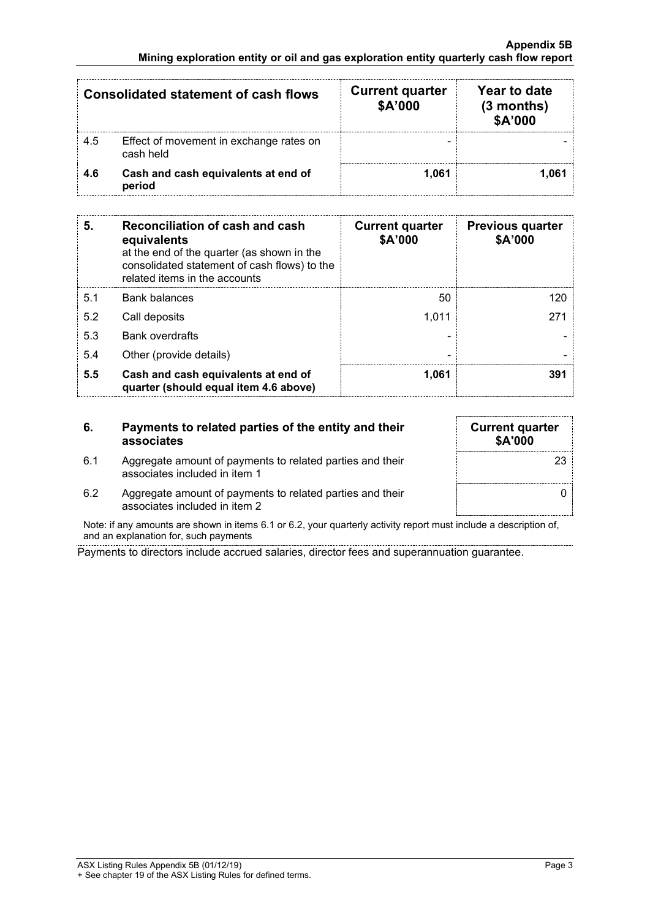| | Consolidated statement of cash flows | Current quarter $A'000 | Year to date (3 months) $A'000 |
|---|---|---|---|
| 4.5 | Effect of movement in exchange rates on cash held | - | - |
| **4.6** | **Cash and cash equivalents at end of period** | **1,061** | **1,061** |

| 5. | Reconciliation of cash and cash equivalents at the end of the quarter (as shown in the consolidated statement of cash flows) to the related items in the accounts | Current quarter $A'000 | Previous quarter $A'000 |
|---|---|---|---|
| 5.1 | Bank balances | 50 | 120 |
| 5.2 | Call deposits | 1,011 | 271 |
| 5.3 | Bank overdrafts | - | - |
| 5.4 | Other (provide details) | - | - |
| **5.5** | **Cash and cash equivalents at end of quarter (should equal item 4.6 above)** | **1,061** | **391** |

| 6. | Payments to related parties of the entity and their associates | Current quarter $A'000 |
|---|---|---|
| 6.1 | Aggregate amount of payments to related parties and their associates included in item 1 | 23 |
| 6.2 | Aggregate amount of payments to related parties and their associates included in item 2 | 0 |

Note: if any amounts are shown in items 6.1 or 6.2, your quarterly activity report must include a description of, and an explanation for, such payments

Payments to directors include accrued salaries, director fees and superannuation guarantee.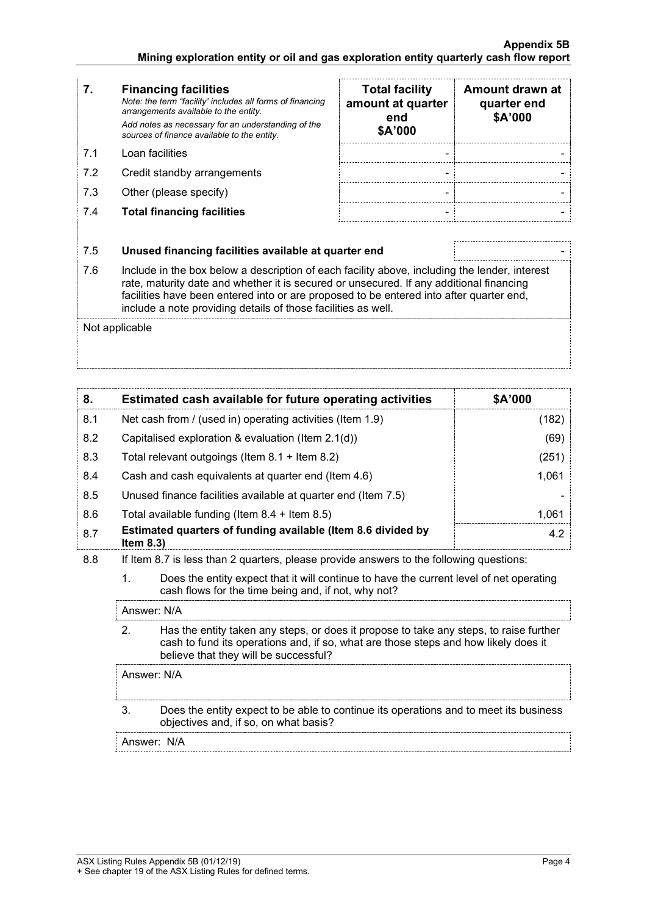| 7. | **Financing facilities**<br>*Note: the term "facility' includes all forms of financing arrangements available to the entity.*<br>*Add notes as necessary for an understanding of the sources of finance available to the entity.* | **Total facility amount at quarter end $A'000** | **Amount drawn at quarter end $A'000** |
|---|---|---|---|
| 7.1 | Loan facilities | - | - |
| 7.2 | Credit standby arrangements | - | - |
| 7.3 | Other (please specify) | - | - |
| 7.4 | **Total financing facilities** | - | - |

| 7.5 | **Unused financing facilities available at quarter end** | - |
|---|---|---|

7.6 Include in the box below a description of each facility above, including the lender, interest rate, maturity date and whether it is secured or unsecured. If any additional financing facilities have been entered into or are proposed to be entered into after quarter end, include a note providing details of those facilities as well.

Not applicable

| 8. | **Estimated cash available for future operating activities** | **$A'000** |
|---|---|---|
| 8.1 | Net cash from / (used in) operating activities (Item 1.9) | (182) |
| 8.2 | Capitalised exploration & evaluation (Item 2.1(d)) | (69) |
| 8.3 | Total relevant outgoings (Item 8.1 + Item 8.2) | (251) |
| 8.4 | Cash and cash equivalents at quarter end (Item 4.6) | 1,061 |
| 8.5 | Unused finance facilities available at quarter end (Item 7.5) | - |
| 8.6 | Total available funding (Item 8.4 + Item 8.5) | 1,061 |
| 8.7 | **Estimated quarters of funding available (Item 8.6 divided by Item 8.3)** | 4.2 |

8.8 If Item 8.7 is less than 2 quarters, please provide answers to the following questions:

1. Does the entity expect that it will continue to have the current level of net operating cash flows for the time being and, if not, why not?

   Answer: N/A

2. Has the entity taken any steps, or does it propose to take any steps, to raise further cash to fund its operations and, if so, what are those steps and how likely does it believe that they will be successful?

   Answer: N/A

3. Does the entity expect to be able to continue its operations and to meet its business objectives and, if so, on what basis?

   Answer: N/A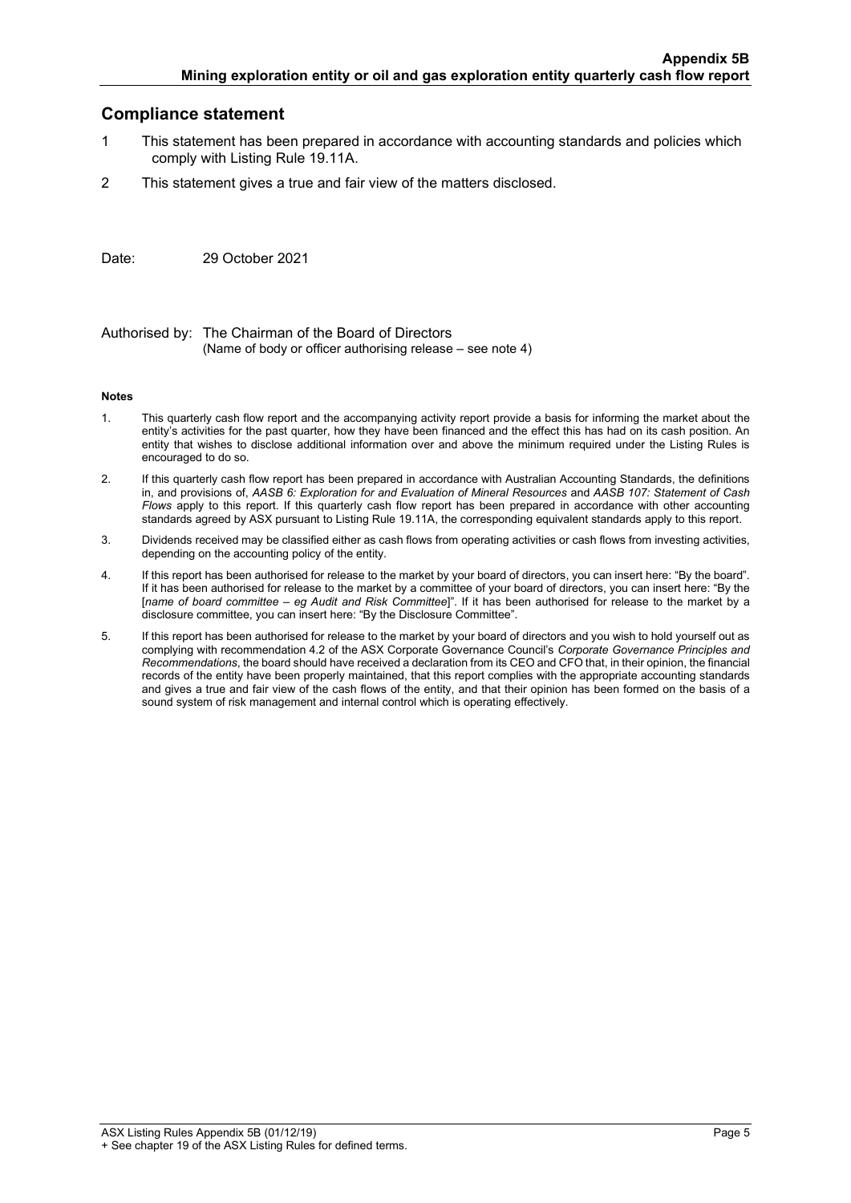## Compliance statement

1. This statement has been prepared in accordance with accounting standards and policies which comply with Listing Rule 19.11A.
2. This statement gives a true and fair view of the matters disclosed.

Date: 29 October 2021

Authorised by: The Chairman of the Board of Directors
(Name of body or officer authorising release – see note 4)

**Notes**

1. This quarterly cash flow report and the accompanying activity report provide a basis for informing the market about the entity's activities for the past quarter, how they have been financed and the effect this has had on its cash position. An entity that wishes to disclose additional information over and above the minimum required under the Listing Rules is encouraged to do so.
2. If this quarterly cash flow report has been prepared in accordance with Australian Accounting Standards, the definitions in, and provisions of, *AASB 6: Exploration for and Evaluation of Mineral Resources* and *AASB 107: Statement of Cash Flows* apply to this report. If this quarterly cash flow report has been prepared in accordance with other accounting standards agreed by ASX pursuant to Listing Rule 19.11A, the corresponding equivalent standards apply to this report.
3. Dividends received may be classified either as cash flows from operating activities or cash flows from investing activities, depending on the accounting policy of the entity.
4. If this report has been authorised for release to the market by your board of directors, you can insert here: "By the board". If it has been authorised for release to the market by a committee of your board of directors, you can insert here: "By the [*name of board committee – eg Audit and Risk Committee*]". If it has been authorised for release to the market by a disclosure committee, you can insert here: "By the Disclosure Committee".
5. If this report has been authorised for release to the market by your board of directors and you wish to hold yourself out as complying with recommendation 4.2 of the ASX Corporate Governance Council's *Corporate Governance Principles and Recommendations*, the board should have received a declaration from its CEO and CFO that, in their opinion, the financial records of the entity have been properly maintained, that this report complies with the appropriate accounting standards and gives a true and fair view of the cash flows of the entity, and that their opinion has been formed on the basis of a sound system of risk management and internal control which is operating effectively.